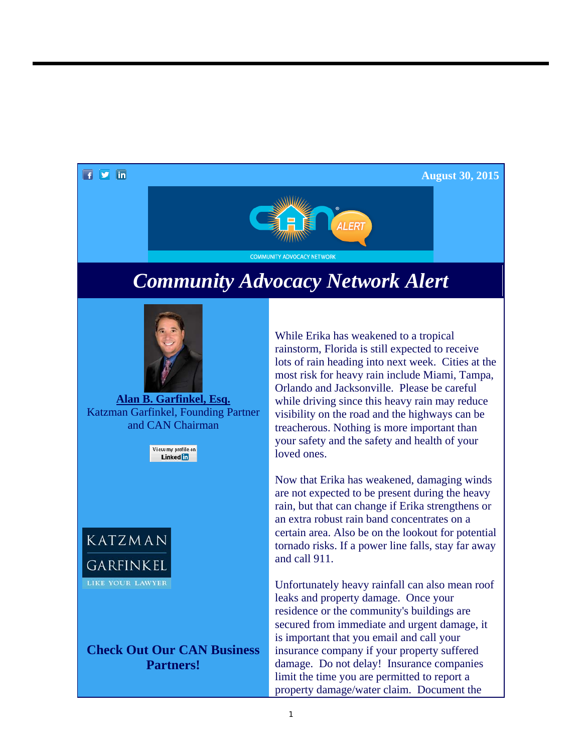August 30, 2015

COMMUNITY ADVOCACY NETWORK

# *Community Advocacy Network Alert*

**Alan B. Garfinkel, Esq.**
Katzman Garfinkel, Founding Partner and CAN Chairman

View my profile on LinkedIn

KATZMAN GARFINKEL
LIKE YOUR LAWYER

**Check Out Our CAN Business Partners!**

While Erika has weakened to a tropical rainstorm, Florida is still expected to receive lots of rain heading into next week. Cities at the most risk for heavy rain include Miami, Tampa, Orlando and Jacksonville. Please be careful while driving since this heavy rain may reduce visibility on the road and the highways can be treacherous. Nothing is more important than your safety and the safety and health of your loved ones.

Now that Erika has weakened, damaging winds are not expected to be present during the heavy rain, but that can change if Erika strengthens or an extra robust rain band concentrates on a certain area. Also be on the lookout for potential tornado risks. If a power line falls, stay far away and call 911.

Unfortunately heavy rainfall can also mean roof leaks and property damage. Once your residence or the community's buildings are secured from immediate and urgent damage, it is important that you email and call your insurance company if your property suffered damage. Do not delay! Insurance companies limit the time you are permitted to report a property damage/water claim. Document the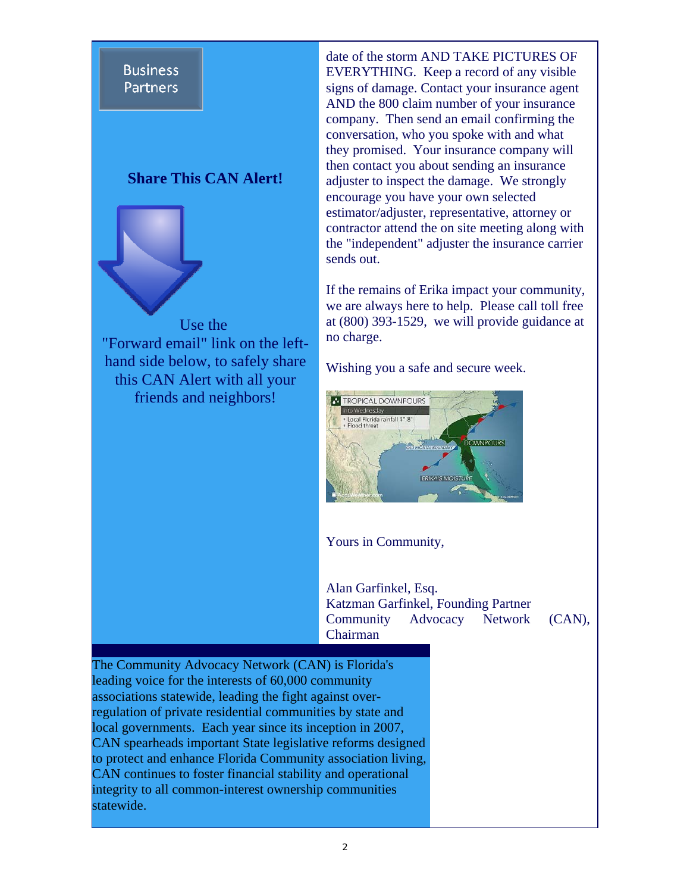Business Partners

**Share This CAN Alert!**

Use the "Forward email" link on the left-hand side below, to safely share this CAN Alert with all your friends and neighbors!

date of the storm AND TAKE PICTURES OF EVERYTHING. Keep a record of any visible signs of damage. Contact your insurance agent AND the 800 claim number of your insurance company. Then send an email confirming the conversation, who you spoke with and what they promised. Your insurance company will then contact you about sending an insurance adjuster to inspect the damage. We strongly encourage you have your own selected estimator/adjuster, representative, attorney or contractor attend the on site meeting along with the "independent" adjuster the insurance carrier sends out.

If the remains of Erika impact your community, we are always here to help. Please call toll free at (800) 393-1529, we will provide guidance at no charge.

Wishing you a safe and secure week.

Yours in Community,

Alan Garfinkel, Esq.
Katzman Garfinkel, Founding Partner
Community Advocacy Network (CAN), Chairman

The Community Advocacy Network (CAN) is Florida's leading voice for the interests of 60,000 community associations statewide, leading the fight against over-regulation of private residential communities by state and local governments. Each year since its inception in 2007, CAN spearheads important State legislative reforms designed to protect and enhance Florida Community association living, CAN continues to foster financial stability and operational integrity to all common-interest ownership communities statewide.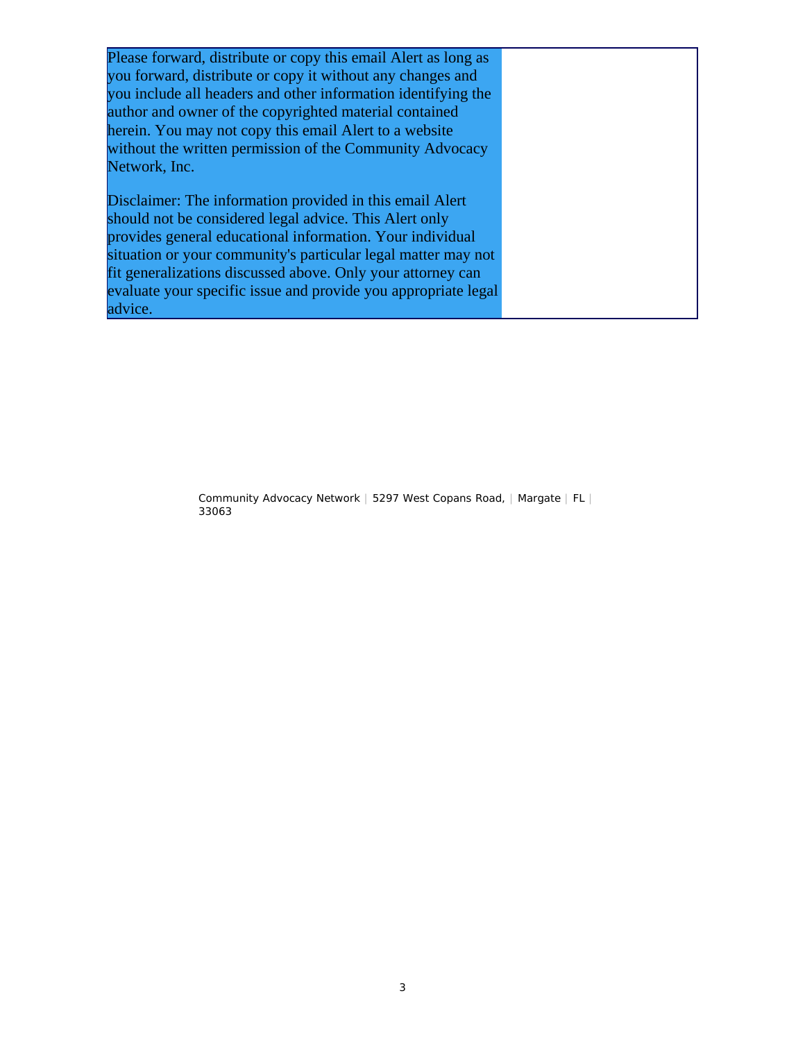Please forward, distribute or copy this email Alert as long as you forward, distribute or copy it without any changes and you include all headers and other information identifying the author and owner of the copyrighted material contained herein. You may not copy this email Alert to a website without the written permission of the Community Advocacy Network, Inc.

Disclaimer: The information provided in this email Alert should not be considered legal advice. This Alert only provides general educational information. Your individual situation or your community's particular legal matter may not fit generalizations discussed above. Only your attorney can evaluate your specific issue and provide you appropriate legal advice.

Community Advocacy Network | 5297 West Copans Road, | Margate | FL | 33063